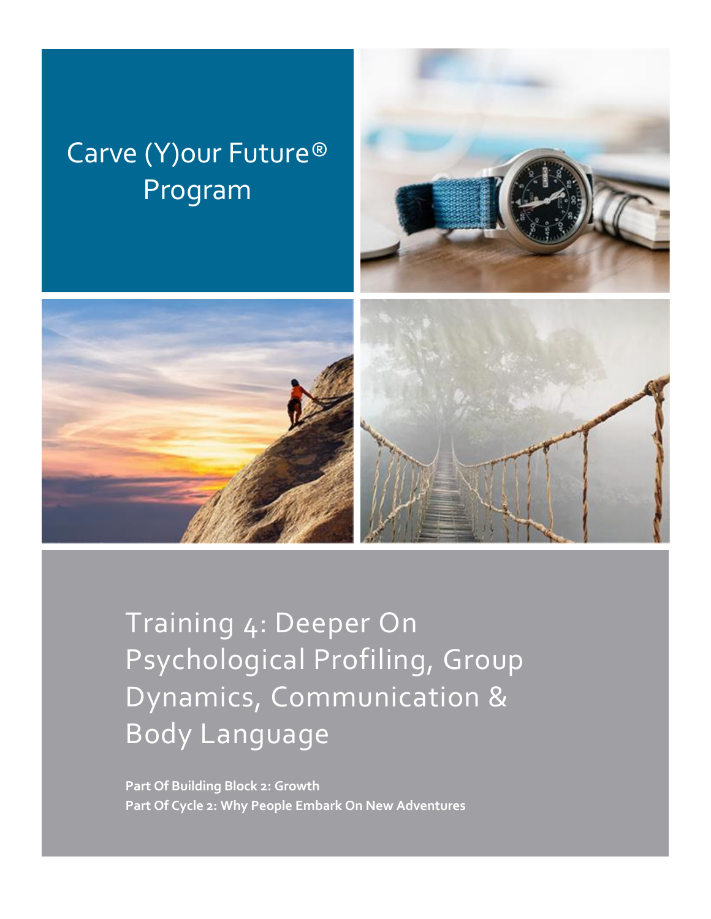# Carve (Y)our Future® Program

## Training 4: Deeper On Psychological Profiling, Group Dynamics, Communication & Body Language

**Part Of Building Block 2: Growth**
**Part Of Cycle 2: Why People Embark On New Adventures**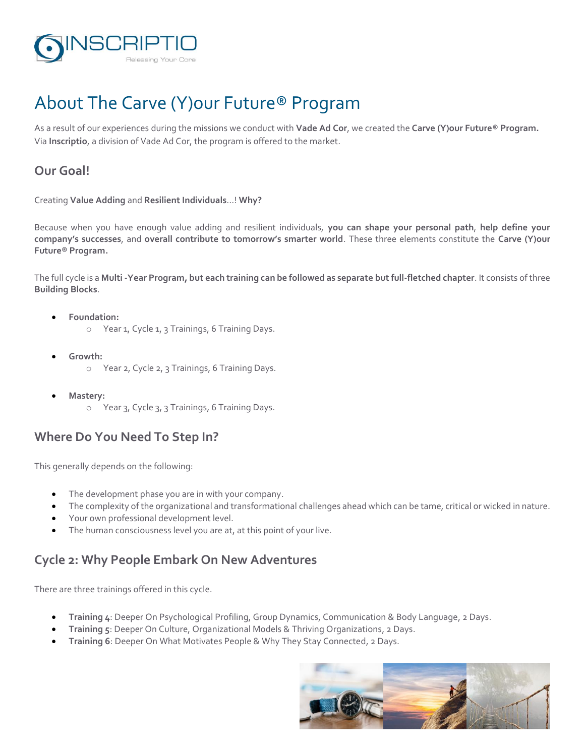# About The Carve (Y)our Future® Program

As a result of our experiences during the missions we conduct with **Vade Ad Cor**, we created the **Carve (Y)our Future® Program.** Via **Inscriptio**, a division of Vade Ad Cor, the program is offered to the market.

## Our Goal!

Creating **Value Adding** and **Resilient Individuals**…! **Why?**

Because when you have enough value adding and resilient individuals, **you can shape your personal path**, **help define your company's successes**, and **overall contribute to tomorrow's smarter world**. These three elements constitute the **Carve (Y)our Future® Program.**

The full cycle is a **Multi -Year Program, but each training can be followed as separate but full-fletched chapter**. It consists of three **Building Blocks**.

- **Foundation:**
  - Year 1, Cycle 1, 3 Trainings, 6 Training Days.
- **Growth:**
  - Year 2, Cycle 2, 3 Trainings, 6 Training Days.
- **Mastery:**
  - Year 3, Cycle 3, 3 Trainings, 6 Training Days.

## Where Do You Need To Step In?

This generally depends on the following:

- The development phase you are in with your company.
- The complexity of the organizational and transformational challenges ahead which can be tame, critical or wicked in nature.
- Your own professional development level.
- The human consciousness level you are at, at this point of your live.

## Cycle 2: Why People Embark On New Adventures

There are three trainings offered in this cycle.

- **Training 4**: Deeper On Psychological Profiling, Group Dynamics, Communication & Body Language, 2 Days.
- **Training 5**: Deeper On Culture, Organizational Models & Thriving Organizations, 2 Days.
- **Training 6**: Deeper On What Motivates People & Why They Stay Connected, 2 Days.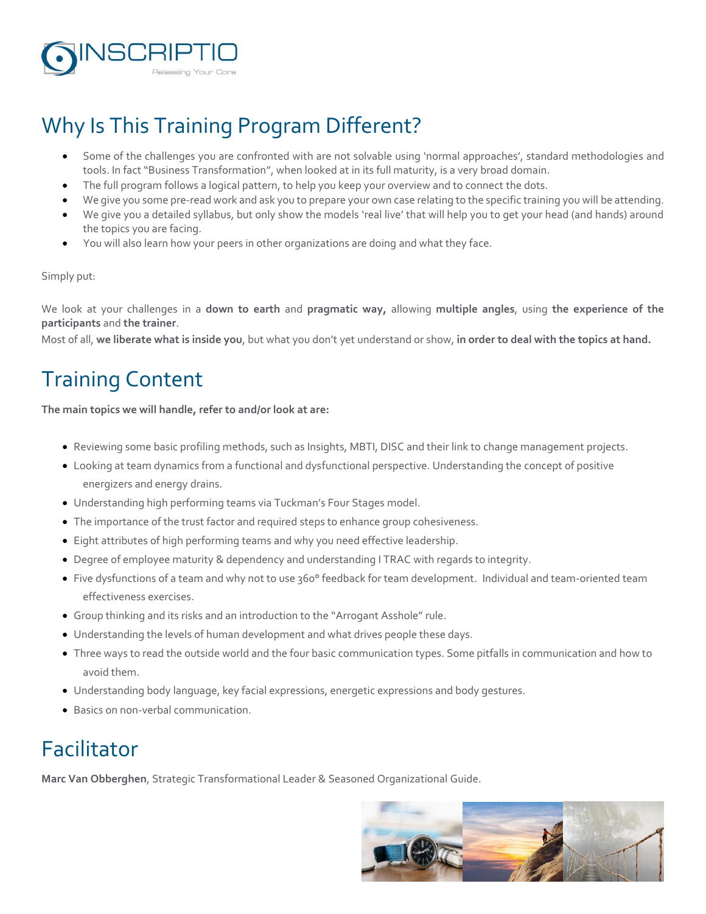INSCRIPTIO

Releasing Your Core

## Why Is This Training Program Different?

- Some of the challenges you are confronted with are not solvable using 'normal approaches', standard methodologies and tools. In fact "Business Transformation", when looked at in its full maturity, is a very broad domain.
- The full program follows a logical pattern, to help you keep your overview and to connect the dots.
- We give you some pre-read work and ask you to prepare your own case relating to the specific training you will be attending.
- We give you a detailed syllabus, but only show the models 'real live' that will help you to get your head (and hands) around the topics you are facing.
- You will also learn how your peers in other organizations are doing and what they face.

Simply put:

We look at your challenges in a **down to earth** and **pragmatic way,** allowing **multiple angles**, using **the experience of the participants** and **the trainer**.
Most of all, **we liberate what is inside you**, but what you don't yet understand or show, **in order to deal with the topics at hand.**

## Training Content

**The main topics we will handle, refer to and/or look at are:**

- Reviewing some basic profiling methods, such as Insights, MBTI, DISC and their link to change management projects.
- Looking at team dynamics from a functional and dysfunctional perspective. Understanding the concept of positive energizers and energy drains.
- Understanding high performing teams via Tuckman's Four Stages model.
- The importance of the trust factor and required steps to enhance group cohesiveness.
- Eight attributes of high performing teams and why you need effective leadership.
- Degree of employee maturity & dependency and understanding I TRAC with regards to integrity.
- Five dysfunctions of a team and why not to use 360° feedback for team development. Individual and team-oriented team effectiveness exercises.
- Group thinking and its risks and an introduction to the "Arrogant Asshole" rule.
- Understanding the levels of human development and what drives people these days.
- Three ways to read the outside world and the four basic communication types. Some pitfalls in communication and how to avoid them.
- Understanding body language, key facial expressions, energetic expressions and body gestures.
- Basics on non-verbal communication.

## Facilitator

**Marc Van Obberghen**, Strategic Transformational Leader & Seasoned Organizational Guide.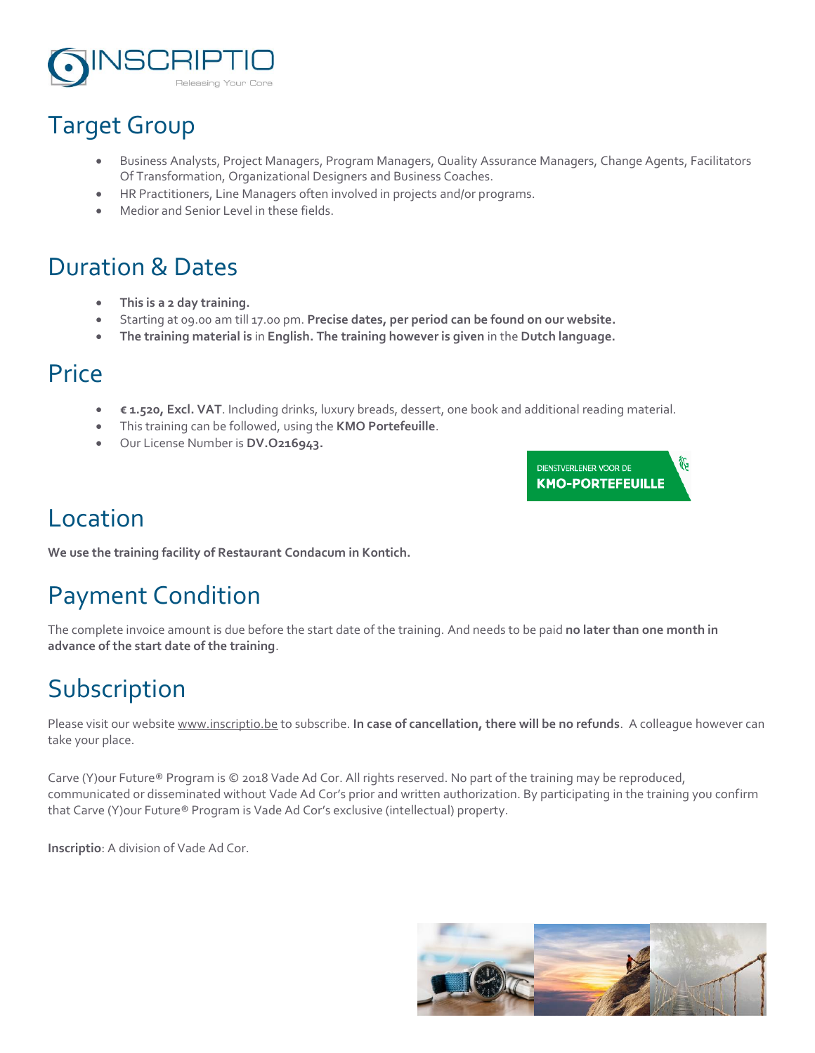## Target Group

- Business Analysts, Project Managers, Program Managers, Quality Assurance Managers, Change Agents, Facilitators Of Transformation, Organizational Designers and Business Coaches.
- HR Practitioners, Line Managers often involved in projects and/or programs.
- Medior and Senior Level in these fields.

## Duration & Dates

- **This is a 2 day training.**
- Starting at 09.00 am till 17.00 pm. **Precise dates, per period can be found on our website.**
- **The training material is** in **English. The training however is given** in the **Dutch language.**

## Price

- **€ 1.520, Excl. VAT**. Including drinks, luxury breads, dessert, one book and additional reading material.
- This training can be followed, using the **KMO Portefeuille**.
- Our License Number is **DV.O216943.**

DIENSTVERLENER VOOR DE
**KMO-PORTEFEUILLE**

## Location

**We use the training facility of Restaurant Condacum in Kontich.**

## Payment Condition

The complete invoice amount is due before the start date of the training. And needs to be paid **no later than one month in advance of the start date of the training**.

## Subscription

Please visit our website www.inscriptio.be to subscribe. **In case of cancellation, there will be no refunds**. A colleague however can take your place.

Carve (Y)our Future® Program is © 2018 Vade Ad Cor. All rights reserved. No part of the training may be reproduced, communicated or disseminated without Vade Ad Cor's prior and written authorization. By participating in the training you confirm that Carve (Y)our Future® Program is Vade Ad Cor's exclusive (intellectual) property.

**Inscriptio**: A division of Vade Ad Cor.